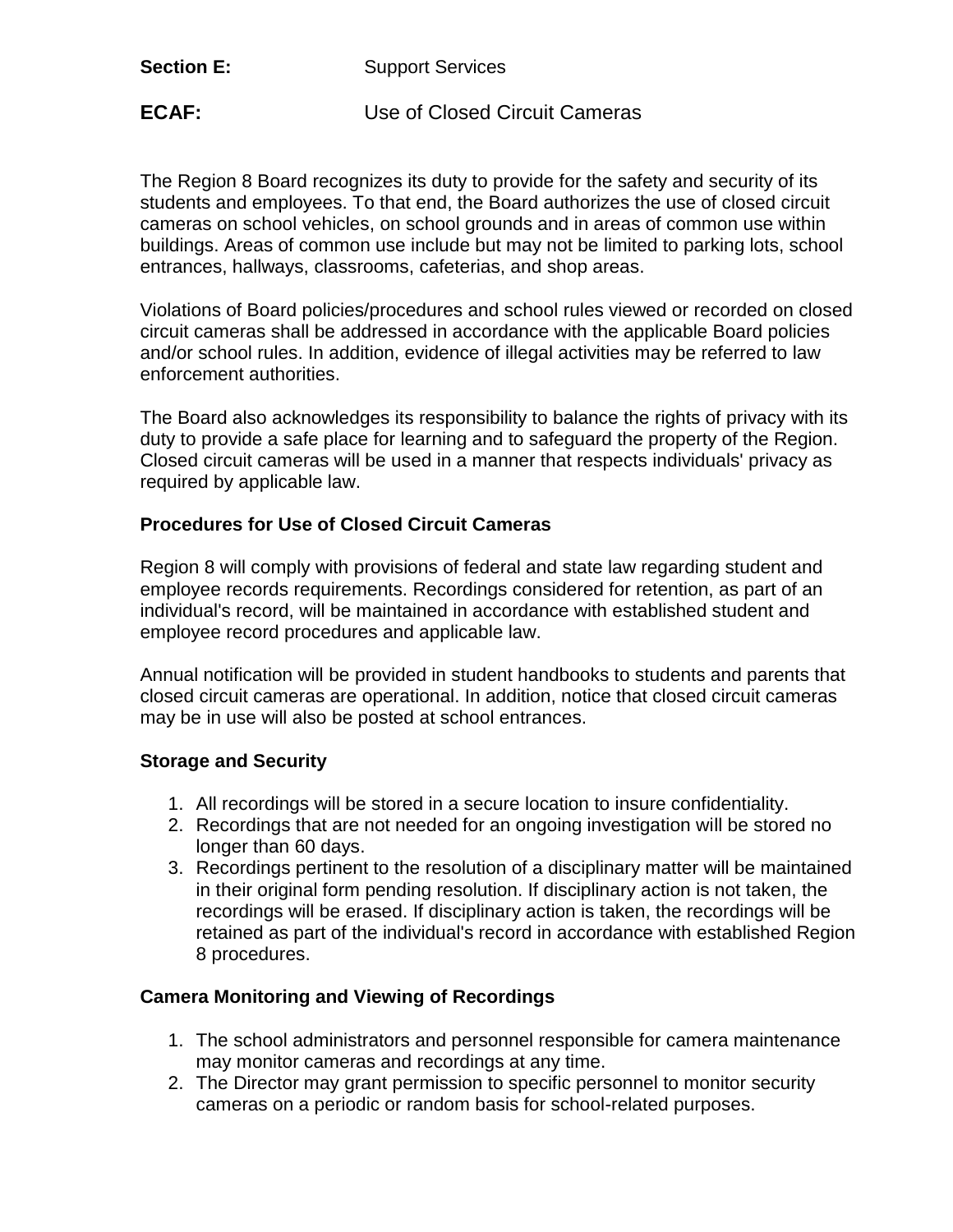**Section E:** Support Services

## ECAF: Use of Closed Circuit Cameras

The Region 8 Board recognizes its duty to provide for the safety and security of its students and employees. To that end, the Board authorizes the use of closed circuit cameras on school vehicles, on school grounds and in areas of common use within buildings. Areas of common use include but may not be limited to parking lots, school entrances, hallways, classrooms, cafeterias, and shop areas.

Violations of Board policies/procedures and school rules viewed or recorded on closed circuit cameras shall be addressed in accordance with the applicable Board policies and/or school rules. In addition, evidence of illegal activities may be referred to law enforcement authorities.

The Board also acknowledges its responsibility to balance the rights of privacy with its duty to provide a safe place for learning and to safeguard the property of the Region. Closed circuit cameras will be used in a manner that respects individuals' privacy as required by applicable law.

### Procedures for Use of Closed Circuit Cameras

Region 8 will comply with provisions of federal and state law regarding student and employee records requirements. Recordings considered for retention, as part of an individual's record, will be maintained in accordance with established student and employee record procedures and applicable law.

Annual notification will be provided in student handbooks to students and parents that closed circuit cameras are operational. In addition, notice that closed circuit cameras may be in use will also be posted at school entrances.

### Storage and Security

1. All recordings will be stored in a secure location to insure confidentiality.
2. Recordings that are not needed for an ongoing investigation will be stored no longer than 60 days.
3. Recordings pertinent to the resolution of a disciplinary matter will be maintained in their original form pending resolution. If disciplinary action is not taken, the recordings will be erased. If disciplinary action is taken, the recordings will be retained as part of the individual's record in accordance with established Region 8 procedures.

### Camera Monitoring and Viewing of Recordings

1. The school administrators and personnel responsible for camera maintenance may monitor cameras and recordings at any time.
2. The Director may grant permission to specific personnel to monitor security cameras on a periodic or random basis for school-related purposes.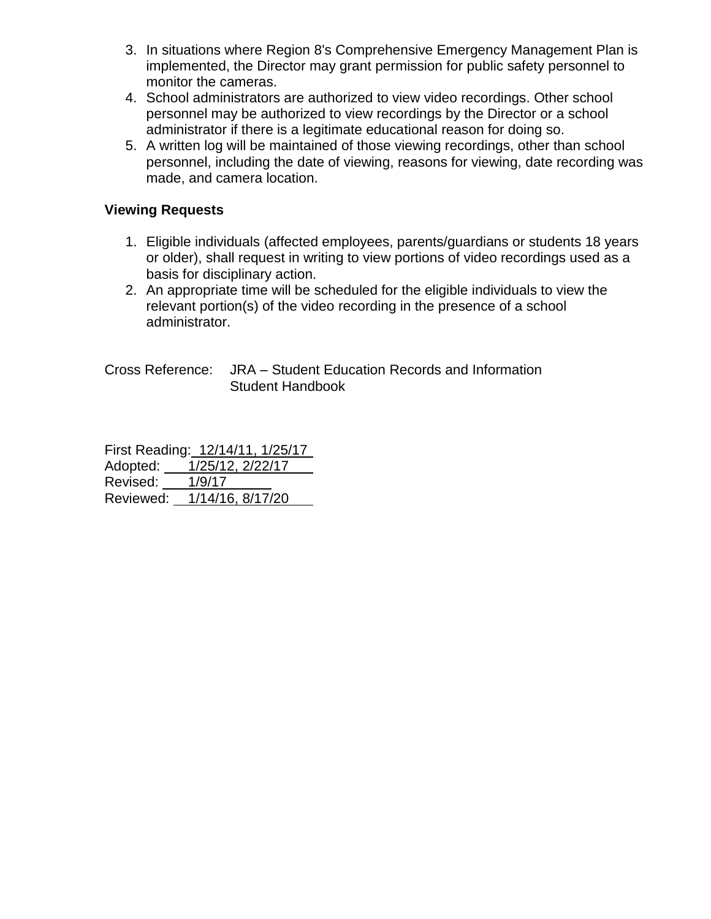3. In situations where Region 8's Comprehensive Emergency Management Plan is implemented, the Director may grant permission for public safety personnel to monitor the cameras.
4. School administrators are authorized to view video recordings. Other school personnel may be authorized to view recordings by the Director or a school administrator if there is a legitimate educational reason for doing so.
5. A written log will be maintained of those viewing recordings, other than school personnel, including the date of viewing, reasons for viewing, date recording was made, and camera location.

**Viewing Requests**

1. Eligible individuals (affected employees, parents/guardians or students 18 years or older), shall request in writing to view portions of video recordings used as a basis for disciplinary action.
2. An appropriate time will be scheduled for the eligible individuals to view the relevant portion(s) of the video recording in the presence of a school administrator.

Cross Reference: JRA – Student Education Records and Information
Student Handbook

First Reading: 12/14/11, 1/25/17
Adopted: 1/25/12, 2/22/17
Revised: 1/9/17
Reviewed: 1/14/16, 8/17/20